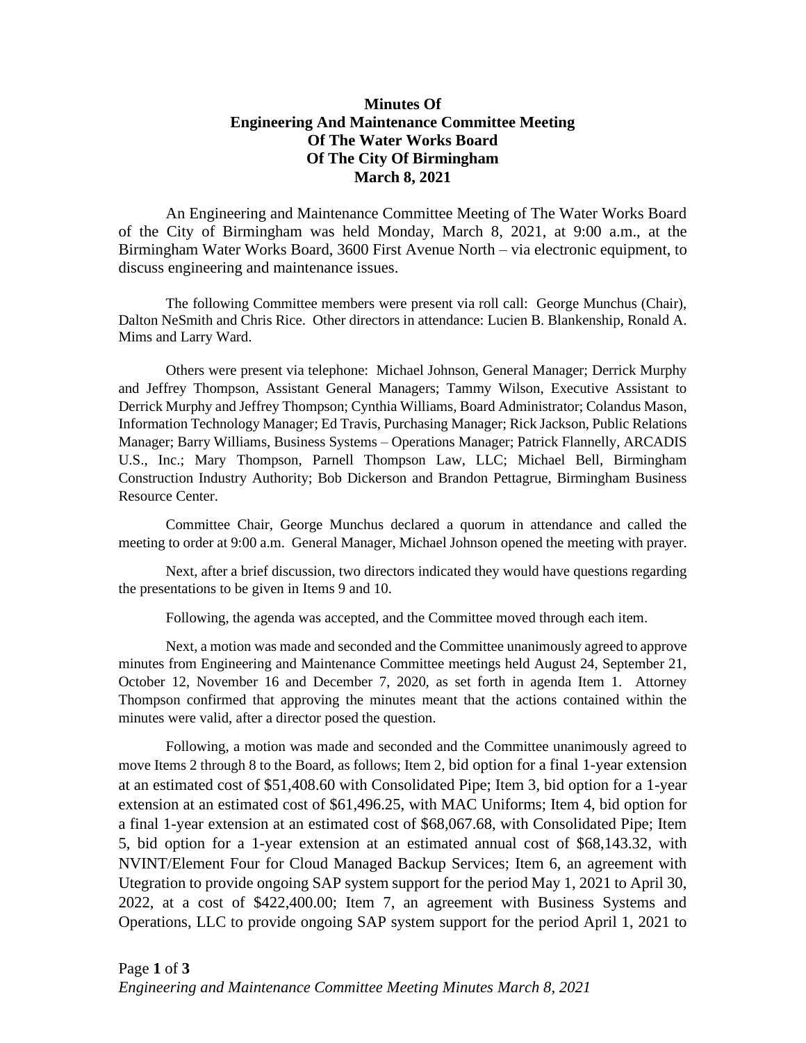# Minutes Of Engineering And Maintenance Committee Meeting Of The Water Works Board Of The City Of Birmingham March 8, 2021

An Engineering and Maintenance Committee Meeting of The Water Works Board of the City of Birmingham was held Monday, March 8, 2021, at 9:00 a.m., at the Birmingham Water Works Board, 3600 First Avenue North – via electronic equipment, to discuss engineering and maintenance issues.

The following Committee members were present via roll call: George Munchus (Chair), Dalton NeSmith and Chris Rice. Other directors in attendance: Lucien B. Blankenship, Ronald A. Mims and Larry Ward.

Others were present via telephone: Michael Johnson, General Manager; Derrick Murphy and Jeffrey Thompson, Assistant General Managers; Tammy Wilson, Executive Assistant to Derrick Murphy and Jeffrey Thompson; Cynthia Williams, Board Administrator; Colandus Mason, Information Technology Manager; Ed Travis, Purchasing Manager; Rick Jackson, Public Relations Manager; Barry Williams, Business Systems – Operations Manager; Patrick Flannelly, ARCADIS U.S., Inc.; Mary Thompson, Parnell Thompson Law, LLC; Michael Bell, Birmingham Construction Industry Authority; Bob Dickerson and Brandon Pettagrue, Birmingham Business Resource Center.

Committee Chair, George Munchus declared a quorum in attendance and called the meeting to order at 9:00 a.m. General Manager, Michael Johnson opened the meeting with prayer.

Next, after a brief discussion, two directors indicated they would have questions regarding the presentations to be given in Items 9 and 10.

Following, the agenda was accepted, and the Committee moved through each item.

Next, a motion was made and seconded and the Committee unanimously agreed to approve minutes from Engineering and Maintenance Committee meetings held August 24, September 21, October 12, November 16 and December 7, 2020, as set forth in agenda Item 1. Attorney Thompson confirmed that approving the minutes meant that the actions contained within the minutes were valid, after a director posed the question.

Following, a motion was made and seconded and the Committee unanimously agreed to move Items 2 through 8 to the Board, as follows; Item 2, bid option for a final 1-year extension at an estimated cost of $51,408.60 with Consolidated Pipe; Item 3, bid option for a 1-year extension at an estimated cost of $61,496.25, with MAC Uniforms; Item 4, bid option for a final 1-year extension at an estimated cost of $68,067.68, with Consolidated Pipe; Item 5, bid option for a 1-year extension at an estimated annual cost of $68,143.32, with NVINT/Element Four for Cloud Managed Backup Services; Item 6, an agreement with Utegration to provide ongoing SAP system support for the period May 1, 2021 to April 30, 2022, at a cost of $422,400.00; Item 7, an agreement with Business Systems and Operations, LLC to provide ongoing SAP system support for the period April 1, 2021 to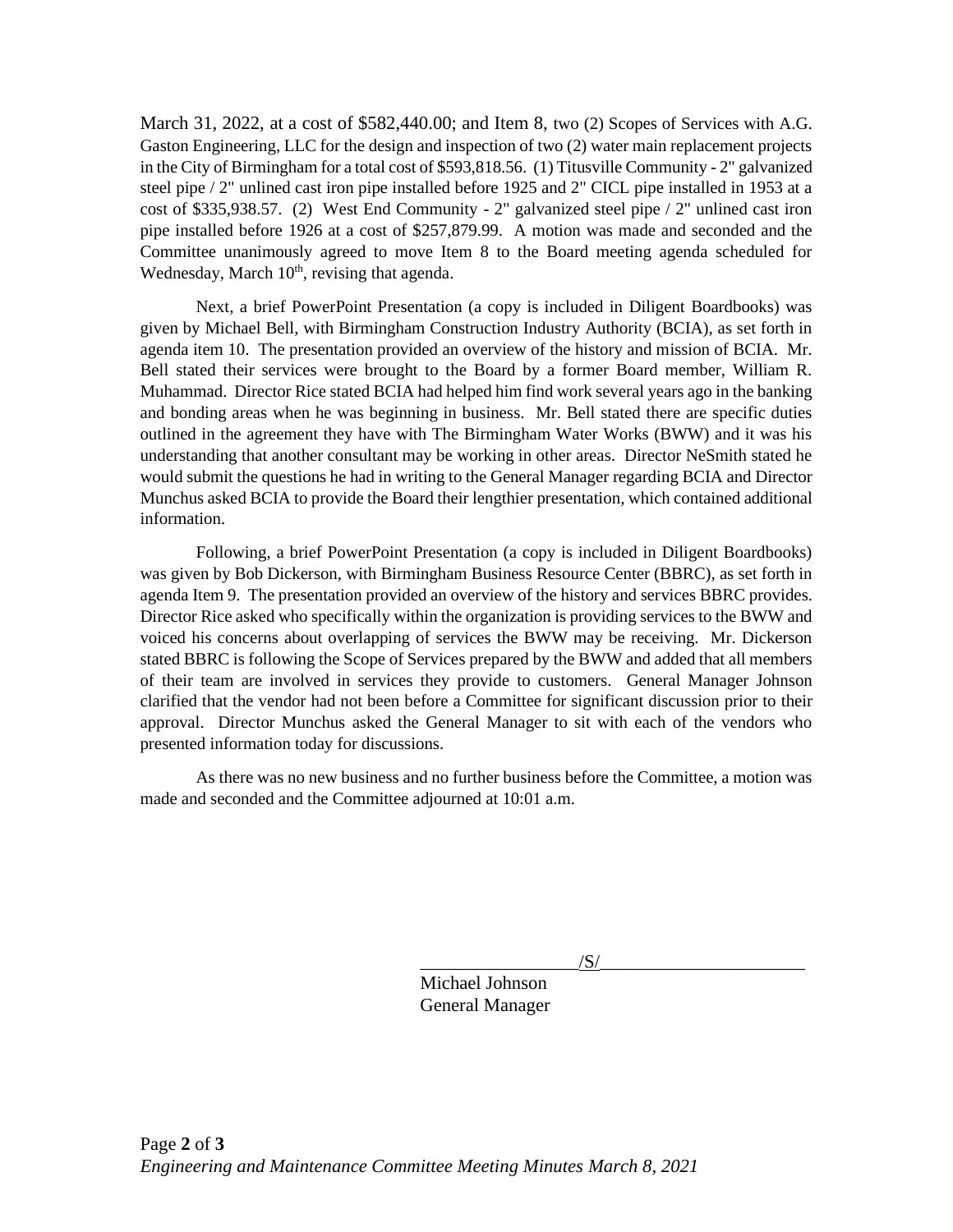March 31, 2022, at a cost of $582,440.00; and Item 8, two (2) Scopes of Services with A.G. Gaston Engineering, LLC for the design and inspection of two (2) water main replacement projects in the City of Birmingham for a total cost of $593,818.56. (1) Titusville Community - 2" galvanized steel pipe / 2" unlined cast iron pipe installed before 1925 and 2" CICL pipe installed in 1953 at a cost of $335,938.57. (2) West End Community - 2" galvanized steel pipe / 2" unlined cast iron pipe installed before 1926 at a cost of $257,879.99. A motion was made and seconded and the Committee unanimously agreed to move Item 8 to the Board meeting agenda scheduled for Wednesday, March 10th, revising that agenda.

Next, a brief PowerPoint Presentation (a copy is included in Diligent Boardbooks) was given by Michael Bell, with Birmingham Construction Industry Authority (BCIA), as set forth in agenda item 10. The presentation provided an overview of the history and mission of BCIA. Mr. Bell stated their services were brought to the Board by a former Board member, William R. Muhammad. Director Rice stated BCIA had helped him find work several years ago in the banking and bonding areas when he was beginning in business. Mr. Bell stated there are specific duties outlined in the agreement they have with The Birmingham Water Works (BWW) and it was his understanding that another consultant may be working in other areas. Director NeSmith stated he would submit the questions he had in writing to the General Manager regarding BCIA and Director Munchus asked BCIA to provide the Board their lengthier presentation, which contained additional information.

Following, a brief PowerPoint Presentation (a copy is included in Diligent Boardbooks) was given by Bob Dickerson, with Birmingham Business Resource Center (BBRC), as set forth in agenda Item 9. The presentation provided an overview of the history and services BBRC provides. Director Rice asked who specifically within the organization is providing services to the BWW and voiced his concerns about overlapping of services the BWW may be receiving. Mr. Dickerson stated BBRC is following the Scope of Services prepared by the BWW and added that all members of their team are involved in services they provide to customers. General Manager Johnson clarified that the vendor had not been before a Committee for significant discussion prior to their approval. Director Munchus asked the General Manager to sit with each of the vendors who presented information today for discussions.

As there was no new business and no further business before the Committee, a motion was made and seconded and the Committee adjourned at 10:01 a.m.

/S/

Michael Johnson
General Manager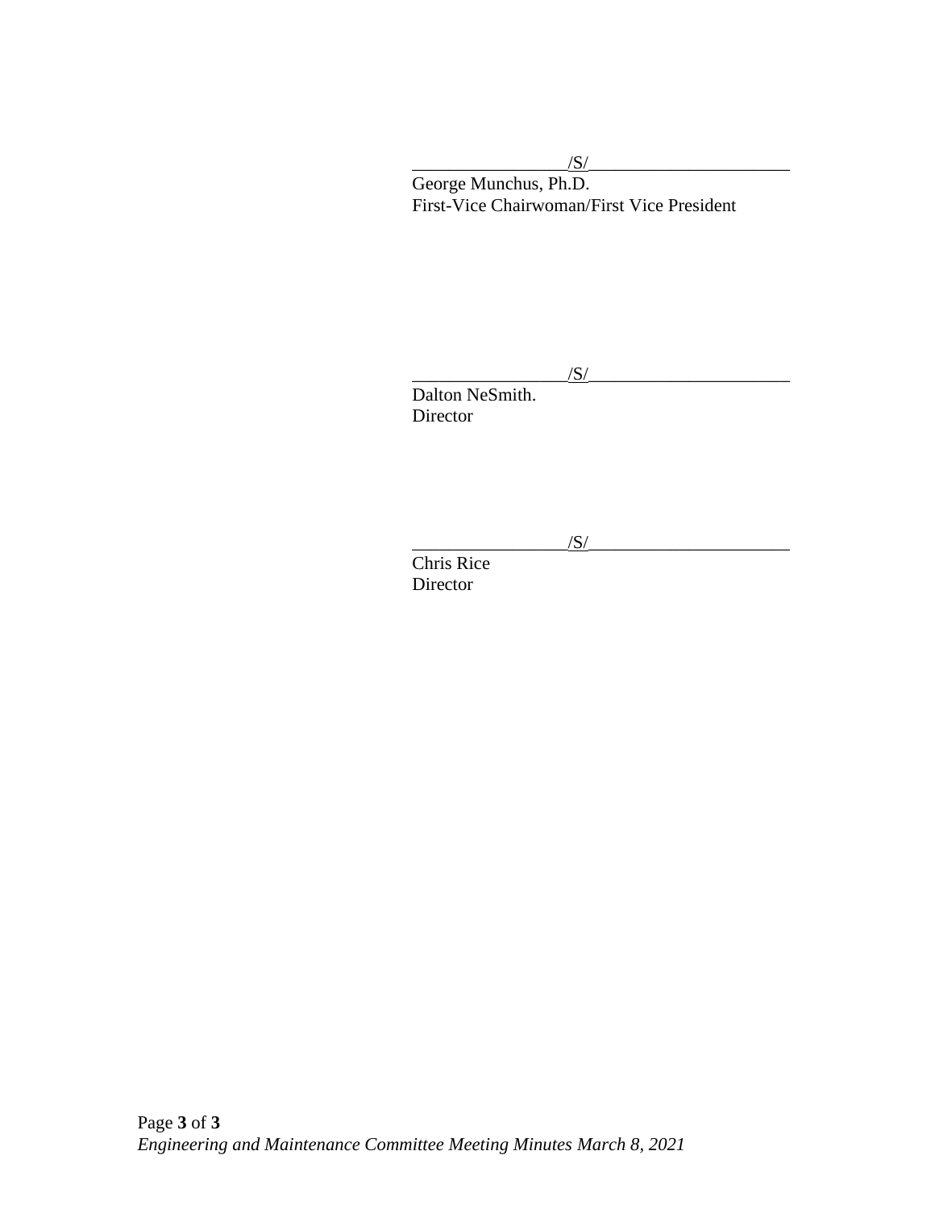_________________/S/_______________________
George Munchus, Ph.D.
First-Vice Chairwoman/First Vice President

_________________/S/_______________________
Dalton NeSmith.
Director

_________________/S/_______________________
Chris Rice
Director